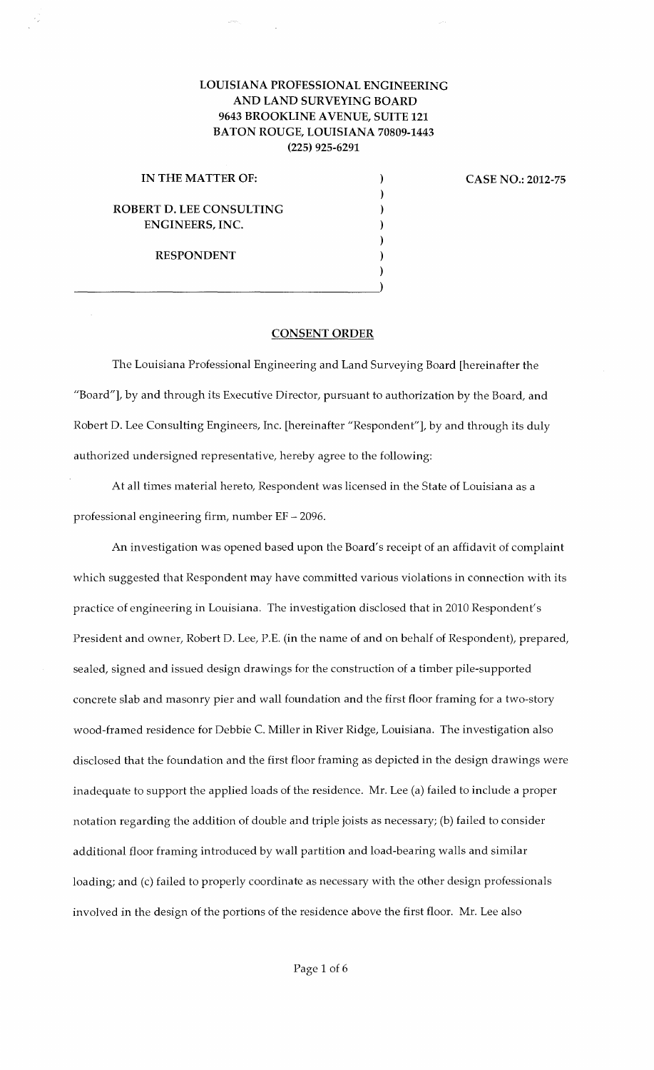**LOUISIANA PROFESSIONAL ENGINEERING AND LAND SURVEYING BOARD**
**9643 BROOKLINE AVENUE, SUITE 121**
**BATON ROUGE, LOUISIANA 70809-1443**
**(225) 925-6291**

**IN THE MATTER OF:**

**ROBERT D. LEE CONSULTING ENGINEERS, INC.**

**RESPONDENT**

**CASE NO.: 2012-75**

## CONSENT ORDER

The Louisiana Professional Engineering and Land Surveying Board [hereinafter the "Board"], by and through its Executive Director, pursuant to authorization by the Board, and Robert D. Lee Consulting Engineers, Inc. [hereinafter "Respondent"], by and through its duly authorized undersigned representative, hereby agree to the following:

At all times material hereto, Respondent was licensed in the State of Louisiana as a professional engineering firm, number EF – 2096.

An investigation was opened based upon the Board's receipt of an affidavit of complaint which suggested that Respondent may have committed various violations in connection with its practice of engineering in Louisiana. The investigation disclosed that in 2010 Respondent's President and owner, Robert D. Lee, P.E. (in the name of and on behalf of Respondent), prepared, sealed, signed and issued design drawings for the construction of a timber pile-supported concrete slab and masonry pier and wall foundation and the first floor framing for a two-story wood-framed residence for Debbie C. Miller in River Ridge, Louisiana. The investigation also disclosed that the foundation and the first floor framing as depicted in the design drawings were inadequate to support the applied loads of the residence. Mr. Lee (a) failed to include a proper notation regarding the addition of double and triple joists as necessary; (b) failed to consider additional floor framing introduced by wall partition and load-bearing walls and similar loading; and (c) failed to properly coordinate as necessary with the other design professionals involved in the design of the portions of the residence above the first floor. Mr. Lee also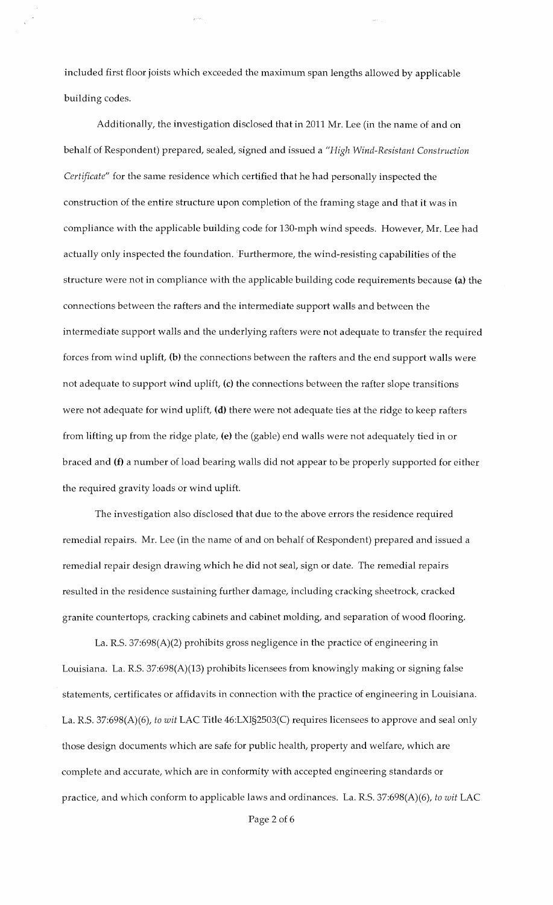included first floor joists which exceeded the maximum span lengths allowed by applicable building codes.

Additionally, the investigation disclosed that in 2011 Mr. Lee (in the name of and on behalf of Respondent) prepared, sealed, signed and issued a *"High Wind-Resistant Construction Certificate"* for the same residence which certified that he had personally inspected the construction of the entire structure upon completion of the framing stage and that it was in compliance with the applicable building code for 130-mph wind speeds. However, Mr. Lee had actually only inspected the foundation. Furthermore, the wind-resisting capabilities of the structure were not in compliance with the applicable building code requirements because **(a)** the connections between the rafters and the intermediate support walls and between the intermediate support walls and the underlying rafters were not adequate to transfer the required forces from wind uplift, **(b)** the connections between the rafters and the end support walls were not adequate to support wind uplift, **(c)** the connections between the rafter slope transitions were not adequate for wind uplift, **(d)** there were not adequate ties at the ridge to keep rafters from lifting up from the ridge plate, **(e)** the (gable) end walls were not adequately tied in or braced and **(f)** a number of load bearing walls did not appear to be properly supported for either the required gravity loads or wind uplift.

The investigation also disclosed that due to the above errors the residence required remedial repairs. Mr. Lee (in the name of and on behalf of Respondent) prepared and issued a remedial repair design drawing which he did not seal, sign or date. The remedial repairs resulted in the residence sustaining further damage, including cracking sheetrock, cracked granite countertops, cracking cabinets and cabinet molding, and separation of wood flooring.

La. R.S. 37:698(A)(2) prohibits gross negligence in the practice of engineering in Louisiana. La. R.S. 37:698(A)(13) prohibits licensees from knowingly making or signing false statements, certificates or affidavits in connection with the practice of engineering in Louisiana. La. R.S. 37:698(A)(6), *to wit* LAC Title 46:LXI§2503(C) requires licensees to approve and seal only those design documents which are safe for public health, property and welfare, which are complete and accurate, which are in conformity with accepted engineering standards or practice, and which conform to applicable laws and ordinances. La. R.S. 37:698(A)(6), *to wit* LAC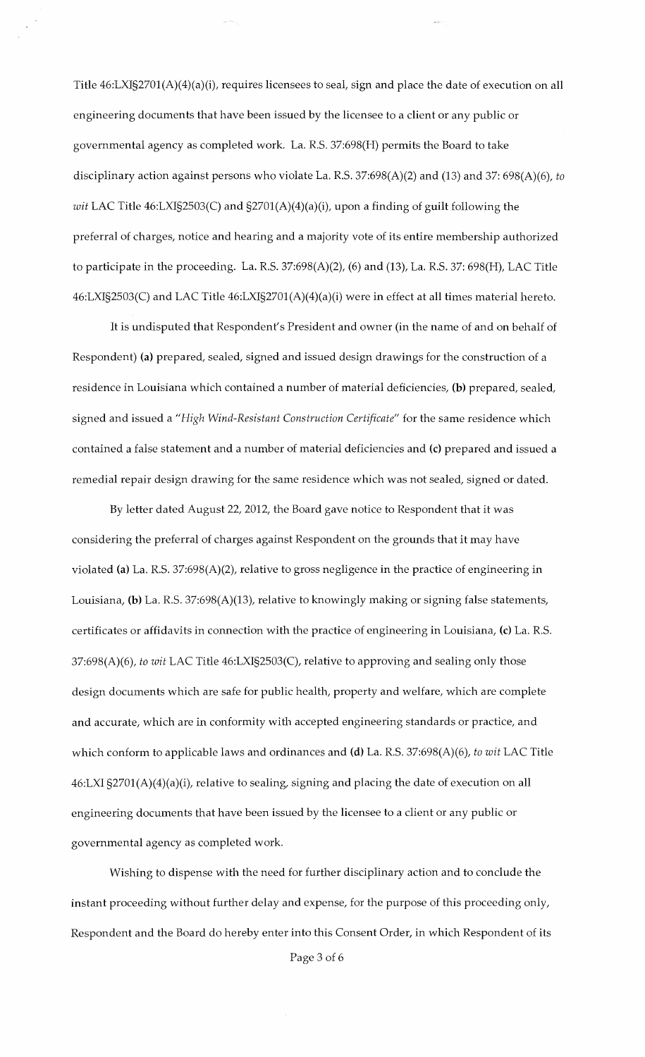Title 46:LXI§2701(A)(4)(a)(i), requires licensees to seal, sign and place the date of execution on all engineering documents that have been issued by the licensee to a client or any public or governmental agency as completed work. La. R.S. 37:698(H) permits the Board to take disciplinary action against persons who violate La. R.S. 37:698(A)(2) and (13) and 37: 698(A)(6), *to wit* LAC Title 46:LXI§2503(C) and §2701(A)(4)(a)(i), upon a finding of guilt following the preferral of charges, notice and hearing and a majority vote of its entire membership authorized to participate in the proceeding. La. R.S. 37:698(A)(2), (6) and (13), La. R.S. 37: 698(H), LAC Title 46:LXI§2503(C) and LAC Title 46:LXI§2701(A)(4)(a)(i) were in effect at all times material hereto.

It is undisputed that Respondent's President and owner (in the name of and on behalf of Respondent) **(a)** prepared, sealed, signed and issued design drawings for the construction of a residence in Louisiana which contained a number of material deficiencies, **(b)** prepared, sealed, signed and issued a "*High Wind-Resistant Construction Certificate*" for the same residence which contained a false statement and a number of material deficiencies and **(c)** prepared and issued a remedial repair design drawing for the same residence which was not sealed, signed or dated.

By letter dated August 22, 2012, the Board gave notice to Respondent that it was considering the preferral of charges against Respondent on the grounds that it may have violated **(a)** La. R.S. 37:698(A)(2), relative to gross negligence in the practice of engineering in Louisiana, **(b)** La. R.S. 37:698(A)(13), relative to knowingly making or signing false statements, certificates or affidavits in connection with the practice of engineering in Louisiana, **(c)** La. R.S. 37:698(A)(6), *to wit* LAC Title 46:LXI§2503(C), relative to approving and sealing only those design documents which are safe for public health, property and welfare, which are complete and accurate, which are in conformity with accepted engineering standards or practice, and which conform to applicable laws and ordinances and **(d)** La. R.S. 37:698(A)(6), *to wit* LAC Title 46:LXI §2701(A)(4)(a)(i), relative to sealing, signing and placing the date of execution on all engineering documents that have been issued by the licensee to a client or any public or governmental agency as completed work.

Wishing to dispense with the need for further disciplinary action and to conclude the instant proceeding without further delay and expense, for the purpose of this proceeding only, Respondent and the Board do hereby enter into this Consent Order, in which Respondent of its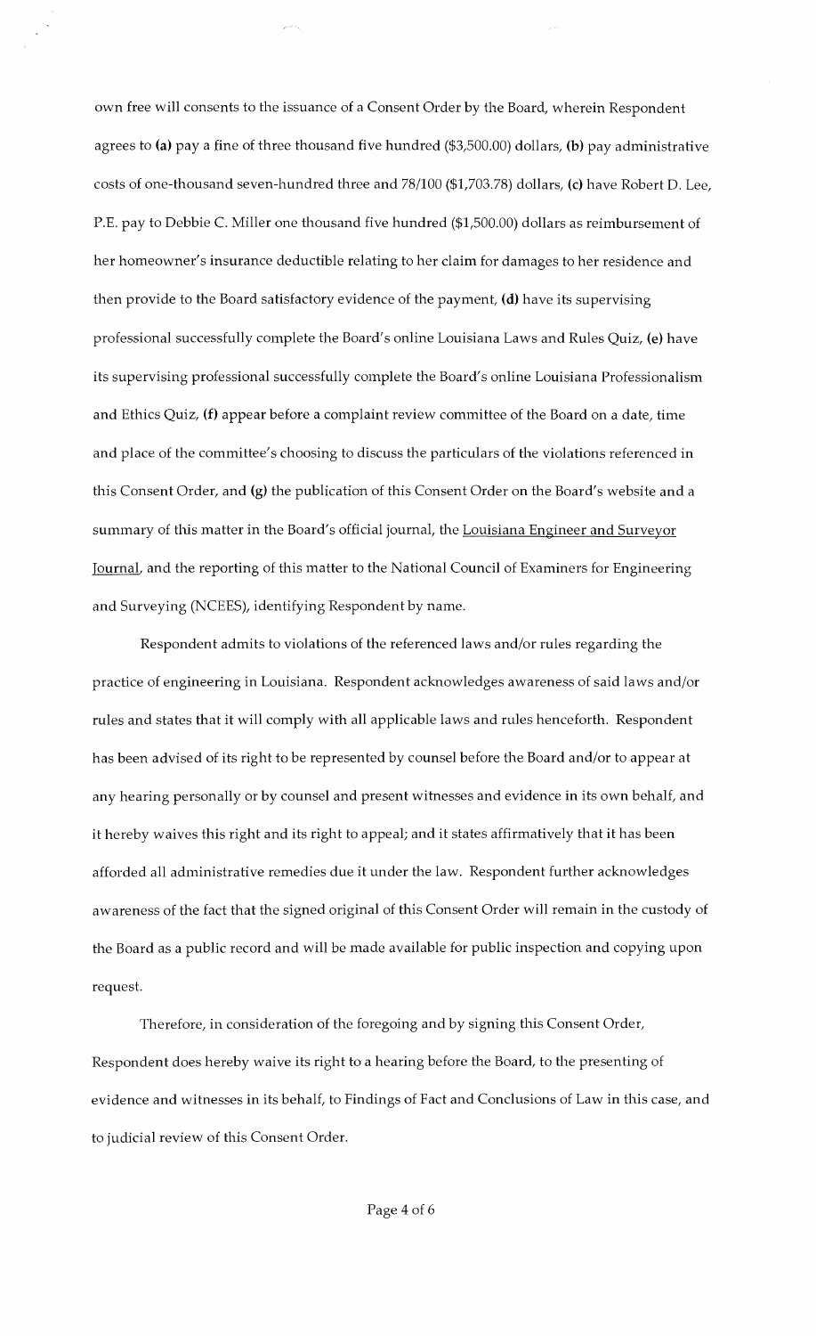own free will consents to the issuance of a Consent Order by the Board, wherein Respondent agrees to **(a)** pay a fine of three thousand five hundred ($3,500.00) dollars, **(b)** pay administrative costs of one-thousand seven-hundred three and 78/100 ($1,703.78) dollars, **(c)** have Robert D. Lee, P.E. pay to Debbie C. Miller one thousand five hundred ($1,500.00) dollars as reimbursement of her homeowner's insurance deductible relating to her claim for damages to her residence and then provide to the Board satisfactory evidence of the payment, **(d)** have its supervising professional successfully complete the Board's online Louisiana Laws and Rules Quiz, **(e)** have its supervising professional successfully complete the Board's online Louisiana Professionalism and Ethics Quiz, **(f)** appear before a complaint review committee of the Board on a date, time and place of the committee's choosing to discuss the particulars of the violations referenced in this Consent Order, and **(g)** the publication of this Consent Order on the Board's website and a summary of this matter in the Board's official journal, the Louisiana Engineer and Surveyor Journal, and the reporting of this matter to the National Council of Examiners for Engineering and Surveying (NCEES), identifying Respondent by name.

Respondent admits to violations of the referenced laws and/or rules regarding the practice of engineering in Louisiana. Respondent acknowledges awareness of said laws and/or rules and states that it will comply with all applicable laws and rules henceforth. Respondent has been advised of its right to be represented by counsel before the Board and/or to appear at any hearing personally or by counsel and present witnesses and evidence in its own behalf, and it hereby waives this right and its right to appeal; and it states affirmatively that it has been afforded all administrative remedies due it under the law. Respondent further acknowledges awareness of the fact that the signed original of this Consent Order will remain in the custody of the Board as a public record and will be made available for public inspection and copying upon request.

Therefore, in consideration of the foregoing and by signing this Consent Order, Respondent does hereby waive its right to a hearing before the Board, to the presenting of evidence and witnesses in its behalf, to Findings of Fact and Conclusions of Law in this case, and to judicial review of this Consent Order.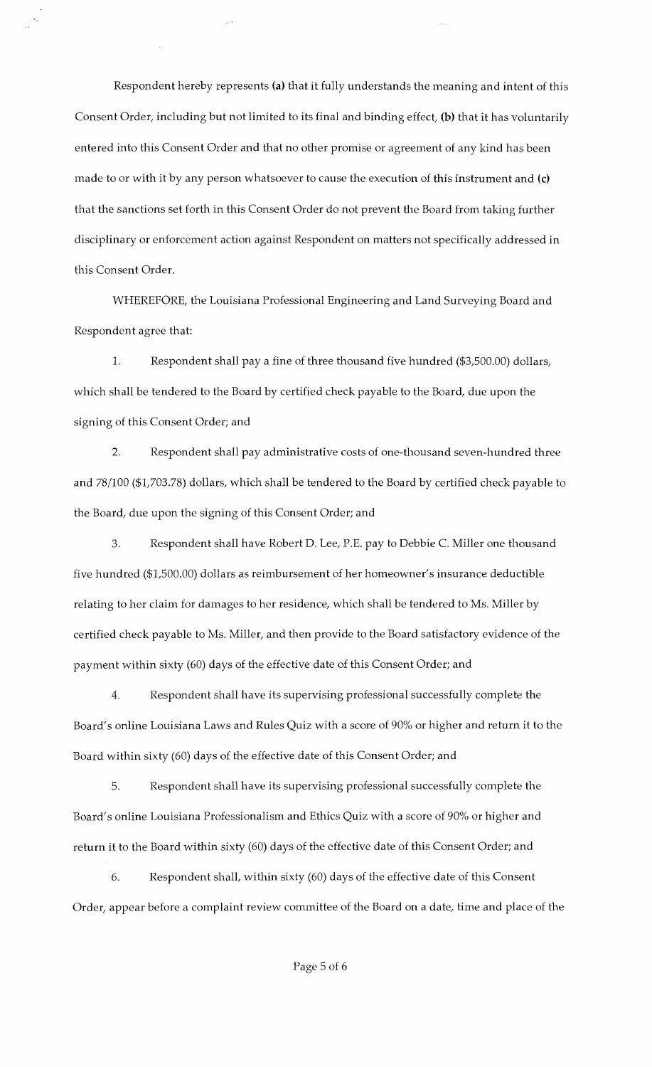Respondent hereby represents **(a)** that it fully understands the meaning and intent of this Consent Order, including but not limited to its final and binding effect, **(b)** that it has voluntarily entered into this Consent Order and that no other promise or agreement of any kind has been made to or with it by any person whatsoever to cause the execution of this instrument and **(c)** that the sanctions set forth in this Consent Order do not prevent the Board from taking further disciplinary or enforcement action against Respondent on matters not specifically addressed in this Consent Order.

WHEREFORE, the Louisiana Professional Engineering and Land Surveying Board and Respondent agree that:

1. Respondent shall pay a fine of three thousand five hundred ($3,500.00) dollars, which shall be tendered to the Board by certified check payable to the Board, due upon the signing of this Consent Order; and

2. Respondent shall pay administrative costs of one-thousand seven-hundred three and 78/100 ($1,703.78) dollars, which shall be tendered to the Board by certified check payable to the Board, due upon the signing of this Consent Order; and

3. Respondent shall have Robert D. Lee, P.E. pay to Debbie C. Miller one thousand five hundred ($1,500.00) dollars as reimbursement of her homeowner's insurance deductible relating to her claim for damages to her residence, which shall be tendered to Ms. Miller by certified check payable to Ms. Miller, and then provide to the Board satisfactory evidence of the payment within sixty (60) days of the effective date of this Consent Order; and

4. Respondent shall have its supervising professional successfully complete the Board's online Louisiana Laws and Rules Quiz with a score of 90% or higher and return it to the Board within sixty (60) days of the effective date of this Consent Order; and

5. Respondent shall have its supervising professional successfully complete the Board's online Louisiana Professionalism and Ethics Quiz with a score of 90% or higher and return it to the Board within sixty (60) days of the effective date of this Consent Order; and

6. Respondent shall, within sixty (60) days of the effective date of this Consent Order, appear before a complaint review committee of the Board on a date, time and place of the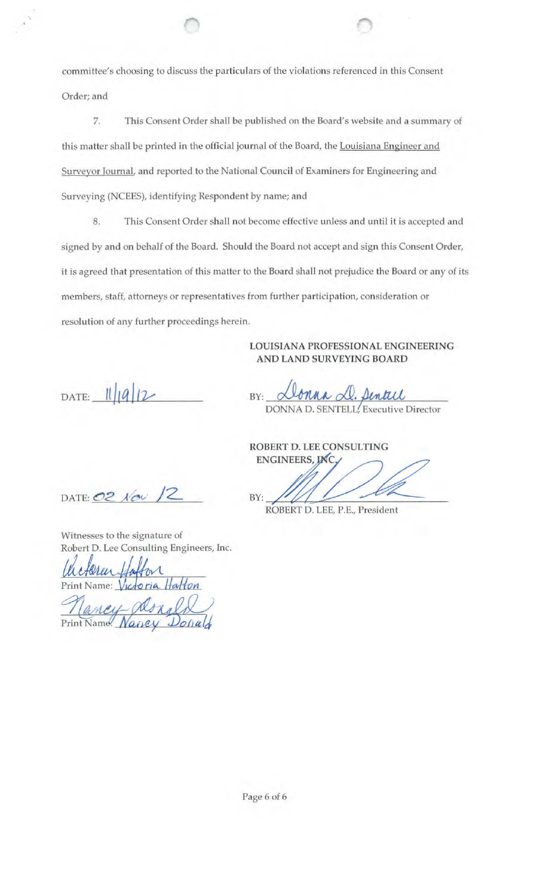committee's choosing to discuss the particulars of the violations referenced in this Consent Order; and

7. This Consent Order shall be published on the Board's website and a summary of this matter shall be printed in the official journal of the Board, the Louisiana Engineer and Surveyor Journal, and reported to the National Council of Examiners for Engineering and Surveying (NCEES), identifying Respondent by name; and

8. This Consent Order shall not become effective unless and until it is accepted and signed by and on behalf of the Board. Should the Board not accept and sign this Consent Order, it is agreed that presentation of this matter to the Board shall not prejudice the Board or any of its members, staff, attorneys or representatives from further participation, consideration or resolution of any further proceedings herein.

**LOUISIANA PROFESSIONAL ENGINEERING AND LAND SURVEYING BOARD**

DATE: 11/19/12

BY: Donna D. Sentell
DONNA D. SENTELL, Executive Director

**ROBERT D. LEE CONSULTING ENGINEERS, INC.**

DATE: 02 Nov 12

BY: [signature]
ROBERT D. LEE, P.E., President

Witnesses to the signature of Robert D. Lee Consulting Engineers, Inc.

Victoria Hatton
Print Name: Victoria Hatton

Nancy Donald
Print Name: Nancy Donald